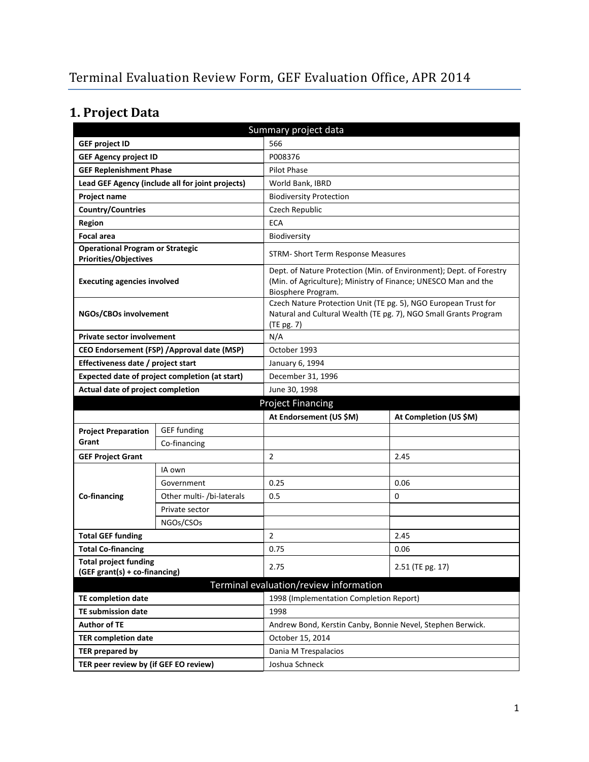# Terminal Evaluation Review Form, GEF Evaluation Office, APR 2014

## 1. Project Data

| Summary project data | | | |
|---|---|---|---|
| **GEF project ID** | | 566 | |
| **GEF Agency project ID** | | P008376 | |
| **GEF Replenishment Phase** | | Pilot Phase | |
| **Lead GEF Agency (include all for joint projects)** | | World Bank, IBRD | |
| **Project name** | | Biodiversity Protection | |
| **Country/Countries** | | Czech Republic | |
| **Region** | | ECA | |
| **Focal area** | | Biodiversity | |
| **Operational Program or Strategic Priorities/Objectives** | | STRM- Short Term Response Measures | |
| **Executing agencies involved** | | Dept. of Nature Protection (Min. of Environment); Dept. of Forestry (Min. of Agriculture); Ministry of Finance; UNESCO Man and the Biosphere Program. | |
| **NGOs/CBOs involvement** | | Czech Nature Protection Unit (TE pg. 5), NGO European Trust for Natural and Cultural Wealth (TE pg. 7), NGO Small Grants Program (TE pg. 7) | |
| **Private sector involvement** | | N/A | |
| **CEO Endorsement (FSP) /Approval date (MSP)** | | October 1993 | |
| **Effectiveness date / project start** | | January 6, 1994 | |
| **Expected date of project completion (at start)** | | December 31, 1996 | |
| **Actual date of project completion** | | June 30, 1998 | |
| **Project Financing** | | | |
| | | **At Endorsement (US $M)** | **At Completion (US $M)** |
| **Project Preparation Grant** | GEF funding | | |
| | Co-financing | | |
| **GEF Project Grant** | | 2 | 2.45 |
| **Co-financing** | IA own | | |
| | Government | 0.25 | 0.06 |
| | Other multi- /bi-laterals | 0.5 | 0 |
| | Private sector | | |
| | NGOs/CSOs | | |
| **Total GEF funding** | | 2 | 2.45 |
| **Total Co-financing** | | 0.75 | 0.06 |
| **Total project funding (GEF grant(s) + co-financing)** | | 2.75 | 2.51 (TE pg. 17) |
| **Terminal evaluation/review information** | | | |
| **TE completion date** | | 1998 (Implementation Completion Report) | |
| **TE submission date** | | 1998 | |
| **Author of TE** | | Andrew Bond, Kerstin Canby, Bonnie Nevel, Stephen Berwick. | |
| **TER completion date** | | October 15, 2014 | |
| **TER prepared by** | | Dania M Trespalacios | |
| **TER peer review by (if GEF EO review)** | | Joshua Schneck | |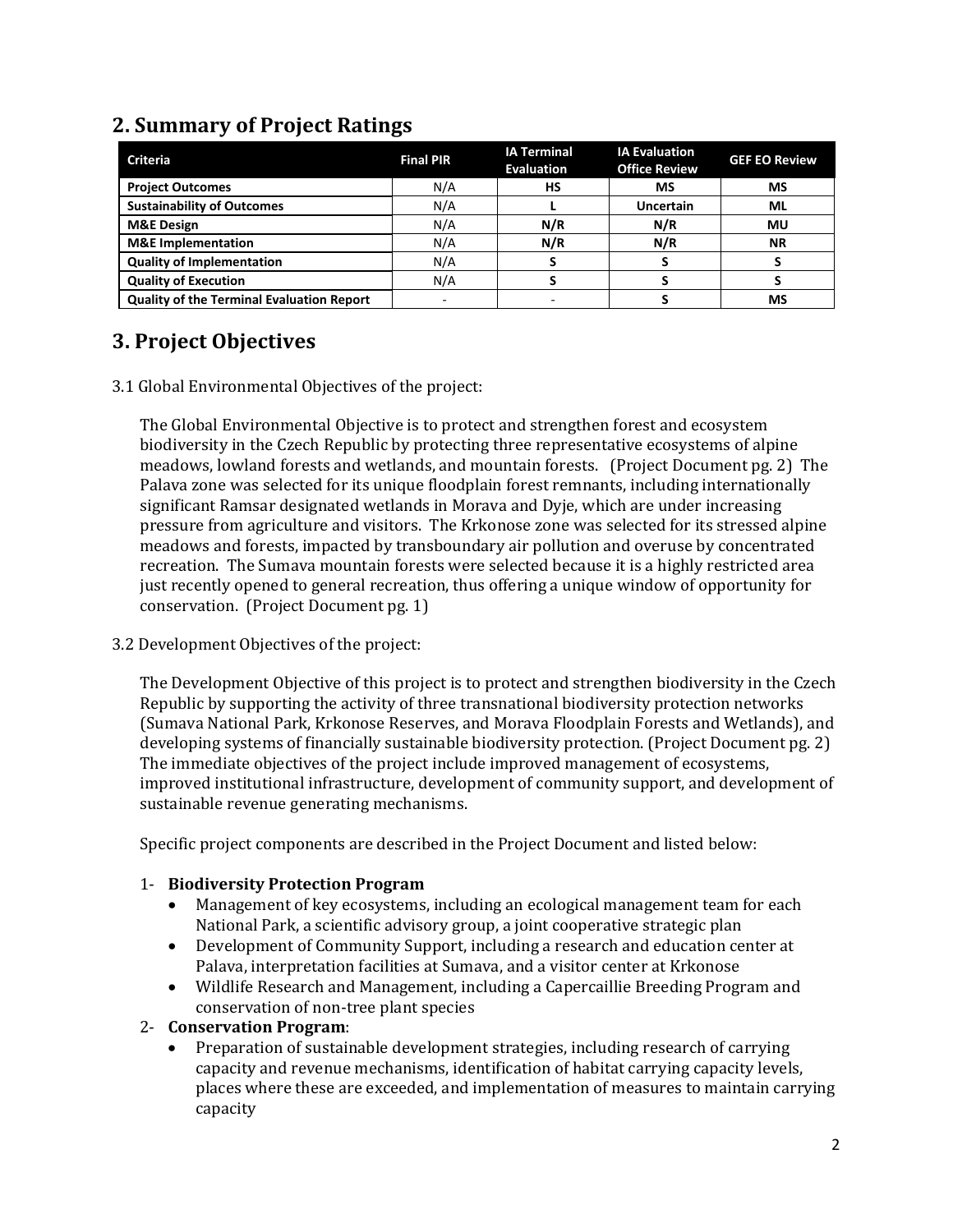## 2. Summary of Project Ratings

| Criteria | Final PIR | IA Terminal Evaluation | IA Evaluation Office Review | GEF EO Review |
|---|---|---|---|---|
| **Project Outcomes** | N/A | **HS** | **MS** | **MS** |
| **Sustainability of Outcomes** | N/A | **L** | **Uncertain** | **ML** |
| **M&E Design** | N/A | **N/R** | **N/R** | **MU** |
| **M&E Implementation** | N/A | **N/R** | **N/R** | **NR** |
| **Quality of Implementation** | N/A | **S** | **S** | **S** |
| **Quality of Execution** | N/A | **S** | **S** | **S** |
| **Quality of the Terminal Evaluation Report** | - | - | **S** | **MS** |

## 3. Project Objectives

3.1 Global Environmental Objectives of the project:

The Global Environmental Objective is to protect and strengthen forest and ecosystem biodiversity in the Czech Republic by protecting three representative ecosystems of alpine meadows, lowland forests and wetlands, and mountain forests. (Project Document pg. 2) The Palava zone was selected for its unique floodplain forest remnants, including internationally significant Ramsar designated wetlands in Morava and Dyje, which are under increasing pressure from agriculture and visitors. The Krkonose zone was selected for its stressed alpine meadows and forests, impacted by transboundary air pollution and overuse by concentrated recreation. The Sumava mountain forests were selected because it is a highly restricted area just recently opened to general recreation, thus offering a unique window of opportunity for conservation. (Project Document pg. 1)

3.2 Development Objectives of the project:

The Development Objective of this project is to protect and strengthen biodiversity in the Czech Republic by supporting the activity of three transnational biodiversity protection networks (Sumava National Park, Krkonose Reserves, and Morava Floodplain Forests and Wetlands), and developing systems of financially sustainable biodiversity protection. (Project Document pg. 2) The immediate objectives of the project include improved management of ecosystems, improved institutional infrastructure, development of community support, and development of sustainable revenue generating mechanisms.

Specific project components are described in the Project Document and listed below:

1- **Biodiversity Protection Program**
   - Management of key ecosystems, including an ecological management team for each National Park, a scientific advisory group, a joint cooperative strategic plan
   - Development of Community Support, including a research and education center at Palava, interpretation facilities at Sumava, and a visitor center at Krkonose
   - Wildlife Research and Management, including a Capercaillie Breeding Program and conservation of non-tree plant species

2- **Conservation Program**:
   - Preparation of sustainable development strategies, including research of carrying capacity and revenue mechanisms, identification of habitat carrying capacity levels, places where these are exceeded, and implementation of measures to maintain carrying capacity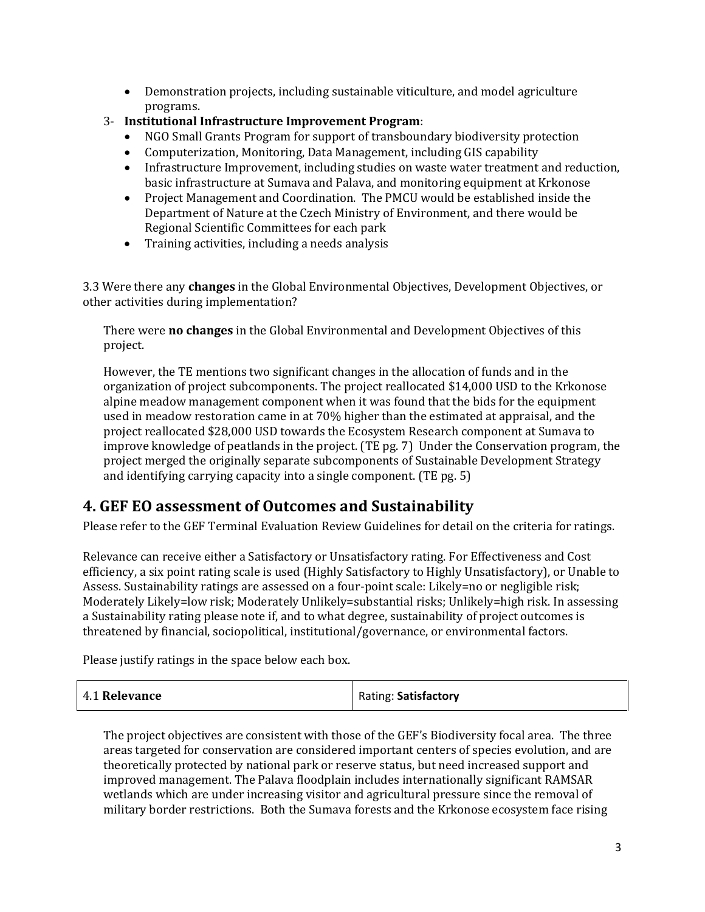- Demonstration projects, including sustainable viticulture, and model agriculture programs.

3- **Institutional Infrastructure Improvement Program**:

- NGO Small Grants Program for support of transboundary biodiversity protection
- Computerization, Monitoring, Data Management, including GIS capability
- Infrastructure Improvement, including studies on waste water treatment and reduction, basic infrastructure at Sumava and Palava, and monitoring equipment at Krkonose
- Project Management and Coordination. The PMCU would be established inside the Department of Nature at the Czech Ministry of Environment, and there would be Regional Scientific Committees for each park
- Training activities, including a needs analysis

3.3 Were there any **changes** in the Global Environmental Objectives, Development Objectives, or other activities during implementation?

There were **no changes** in the Global Environmental and Development Objectives of this project.

However, the TE mentions two significant changes in the allocation of funds and in the organization of project subcomponents. The project reallocated $14,000 USD to the Krkonose alpine meadow management component when it was found that the bids for the equipment used in meadow restoration came in at 70% higher than the estimated at appraisal, and the project reallocated $28,000 USD towards the Ecosystem Research component at Sumava to improve knowledge of peatlands in the project. (TE pg. 7) Under the Conservation program, the project merged the originally separate subcomponents of Sustainable Development Strategy and identifying carrying capacity into a single component. (TE pg. 5)

## 4. GEF EO assessment of Outcomes and Sustainability

Please refer to the GEF Terminal Evaluation Review Guidelines for detail on the criteria for ratings.

Relevance can receive either a Satisfactory or Unsatisfactory rating. For Effectiveness and Cost efficiency, a six point rating scale is used (Highly Satisfactory to Highly Unsatisfactory), or Unable to Assess. Sustainability ratings are assessed on a four-point scale: Likely=no or negligible risk; Moderately Likely=low risk; Moderately Unlikely=substantial risks; Unlikely=high risk. In assessing a Sustainability rating please note if, and to what degree, sustainability of project outcomes is threatened by financial, sociopolitical, institutional/governance, or environmental factors.

Please justify ratings in the space below each box.

| 4.1 **Relevance** | Rating: **Satisfactory** |
|---|---|

The project objectives are consistent with those of the GEF's Biodiversity focal area. The three areas targeted for conservation are considered important centers of species evolution, and are theoretically protected by national park or reserve status, but need increased support and improved management. The Palava floodplain includes internationally significant RAMSAR wetlands which are under increasing visitor and agricultural pressure since the removal of military border restrictions. Both the Sumava forests and the Krkonose ecosystem face rising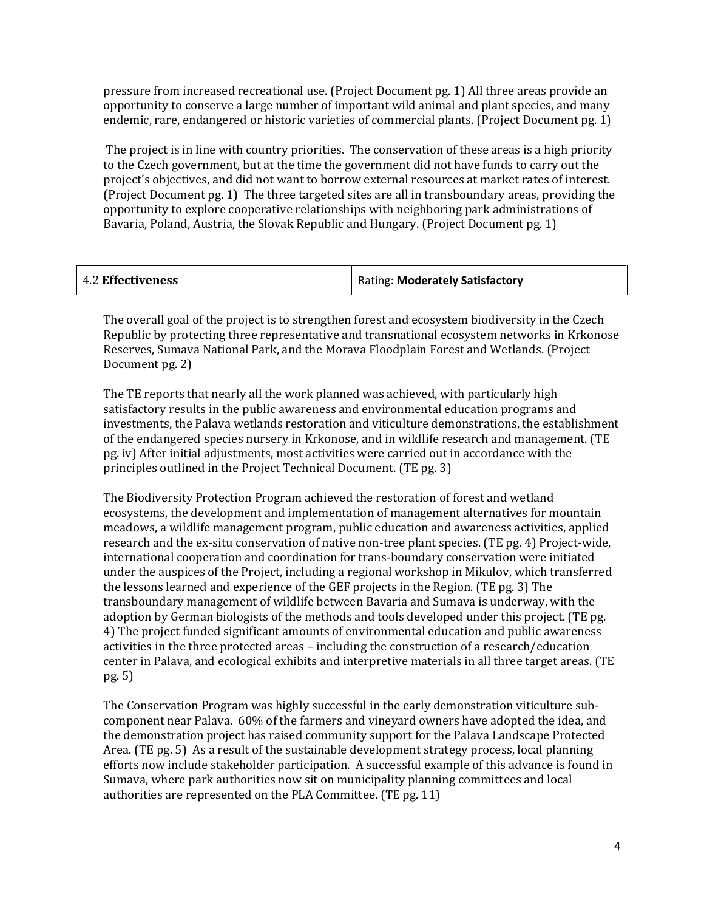pressure from increased recreational use. (Project Document pg. 1) All three areas provide an opportunity to conserve a large number of important wild animal and plant species, and many endemic, rare, endangered or historic varieties of commercial plants. (Project Document pg. 1)

The project is in line with country priorities. The conservation of these areas is a high priority to the Czech government, but at the time the government did not have funds to carry out the project's objectives, and did not want to borrow external resources at market rates of interest. (Project Document pg. 1) The three targeted sites are all in transboundary areas, providing the opportunity to explore cooperative relationships with neighboring park administrations of Bavaria, Poland, Austria, the Slovak Republic and Hungary. (Project Document pg. 1)

| 4.2 **Effectiveness** | Rating: **Moderately Satisfactory** |
|---|---|

The overall goal of the project is to strengthen forest and ecosystem biodiversity in the Czech Republic by protecting three representative and transnational ecosystem networks in Krkonose Reserves, Sumava National Park, and the Morava Floodplain Forest and Wetlands. (Project Document pg. 2)

The TE reports that nearly all the work planned was achieved, with particularly high satisfactory results in the public awareness and environmental education programs and investments, the Palava wetlands restoration and viticulture demonstrations, the establishment of the endangered species nursery in Krkonose, and in wildlife research and management. (TE pg. iv) After initial adjustments, most activities were carried out in accordance with the principles outlined in the Project Technical Document. (TE pg. 3)

The Biodiversity Protection Program achieved the restoration of forest and wetland ecosystems, the development and implementation of management alternatives for mountain meadows, a wildlife management program, public education and awareness activities, applied research and the ex-situ conservation of native non-tree plant species. (TE pg. 4) Project-wide, international cooperation and coordination for trans-boundary conservation were initiated under the auspices of the Project, including a regional workshop in Mikulov, which transferred the lessons learned and experience of the GEF projects in the Region. (TE pg. 3) The transboundary management of wildlife between Bavaria and Sumava is underway, with the adoption by German biologists of the methods and tools developed under this project. (TE pg. 4) The project funded significant amounts of environmental education and public awareness activities in the three protected areas – including the construction of a research/education center in Palava, and ecological exhibits and interpretive materials in all three target areas. (TE pg. 5)

The Conservation Program was highly successful in the early demonstration viticulture sub-component near Palava. 60% of the farmers and vineyard owners have adopted the idea, and the demonstration project has raised community support for the Palava Landscape Protected Area. (TE pg. 5) As a result of the sustainable development strategy process, local planning efforts now include stakeholder participation. A successful example of this advance is found in Sumava, where park authorities now sit on municipality planning committees and local authorities are represented on the PLA Committee. (TE pg. 11)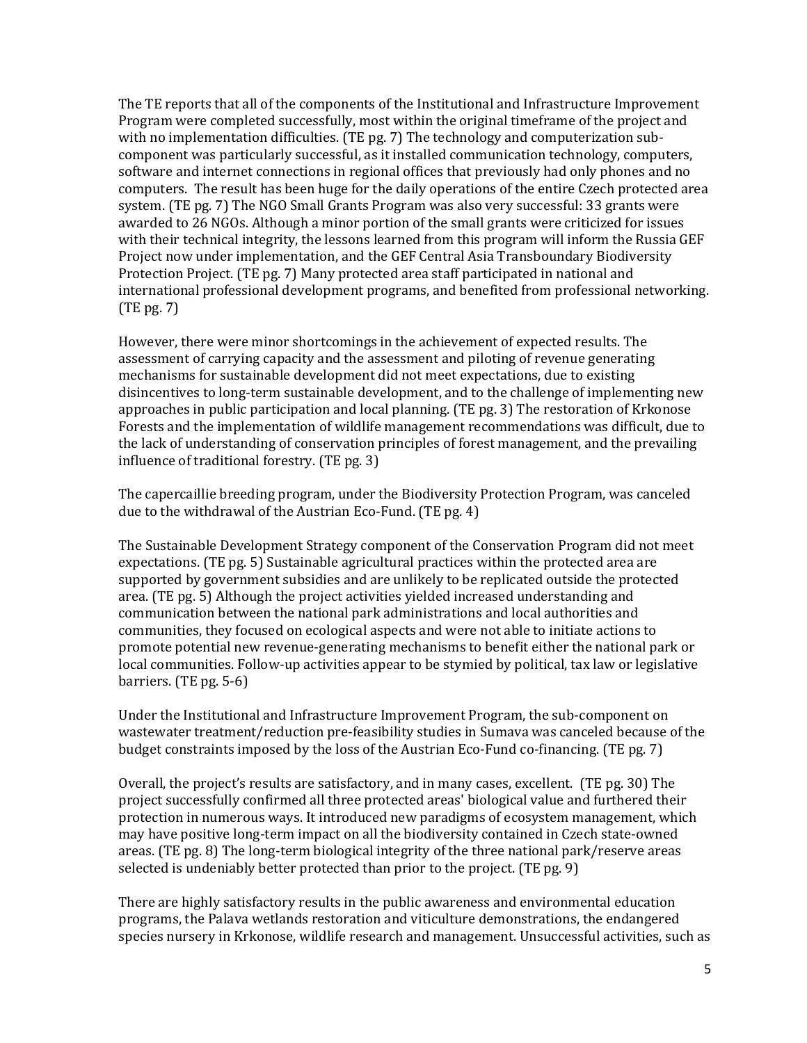The TE reports that all of the components of the Institutional and Infrastructure Improvement Program were completed successfully, most within the original timeframe of the project and with no implementation difficulties. (TE pg. 7) The technology and computerization sub-component was particularly successful, as it installed communication technology, computers, software and internet connections in regional offices that previously had only phones and no computers. The result has been huge for the daily operations of the entire Czech protected area system. (TE pg. 7) The NGO Small Grants Program was also very successful: 33 grants were awarded to 26 NGOs. Although a minor portion of the small grants were criticized for issues with their technical integrity, the lessons learned from this program will inform the Russia GEF Project now under implementation, and the GEF Central Asia Transboundary Biodiversity Protection Project. (TE pg. 7) Many protected area staff participated in national and international professional development programs, and benefited from professional networking. (TE pg. 7)

However, there were minor shortcomings in the achievement of expected results. The assessment of carrying capacity and the assessment and piloting of revenue generating mechanisms for sustainable development did not meet expectations, due to existing disincentives to long-term sustainable development, and to the challenge of implementing new approaches in public participation and local planning. (TE pg. 3) The restoration of Krkonose Forests and the implementation of wildlife management recommendations was difficult, due to the lack of understanding of conservation principles of forest management, and the prevailing influence of traditional forestry. (TE pg. 3)

The capercaillie breeding program, under the Biodiversity Protection Program, was canceled due to the withdrawal of the Austrian Eco-Fund. (TE pg. 4)

The Sustainable Development Strategy component of the Conservation Program did not meet expectations. (TE pg. 5) Sustainable agricultural practices within the protected area are supported by government subsidies and are unlikely to be replicated outside the protected area. (TE pg. 5) Although the project activities yielded increased understanding and communication between the national park administrations and local authorities and communities, they focused on ecological aspects and were not able to initiate actions to promote potential new revenue-generating mechanisms to benefit either the national park or local communities. Follow-up activities appear to be stymied by political, tax law or legislative barriers. (TE pg. 5-6)

Under the Institutional and Infrastructure Improvement Program, the sub-component on wastewater treatment/reduction pre-feasibility studies in Sumava was canceled because of the budget constraints imposed by the loss of the Austrian Eco-Fund co-financing. (TE pg. 7)

Overall, the project's results are satisfactory, and in many cases, excellent. (TE pg. 30) The project successfully confirmed all three protected areas' biological value and furthered their protection in numerous ways. It introduced new paradigms of ecosystem management, which may have positive long-term impact on all the biodiversity contained in Czech state-owned areas. (TE pg. 8) The long-term biological integrity of the three national park/reserve areas selected is undeniably better protected than prior to the project. (TE pg. 9)

There are highly satisfactory results in the public awareness and environmental education programs, the Palava wetlands restoration and viticulture demonstrations, the endangered species nursery in Krkonose, wildlife research and management. Unsuccessful activities, such as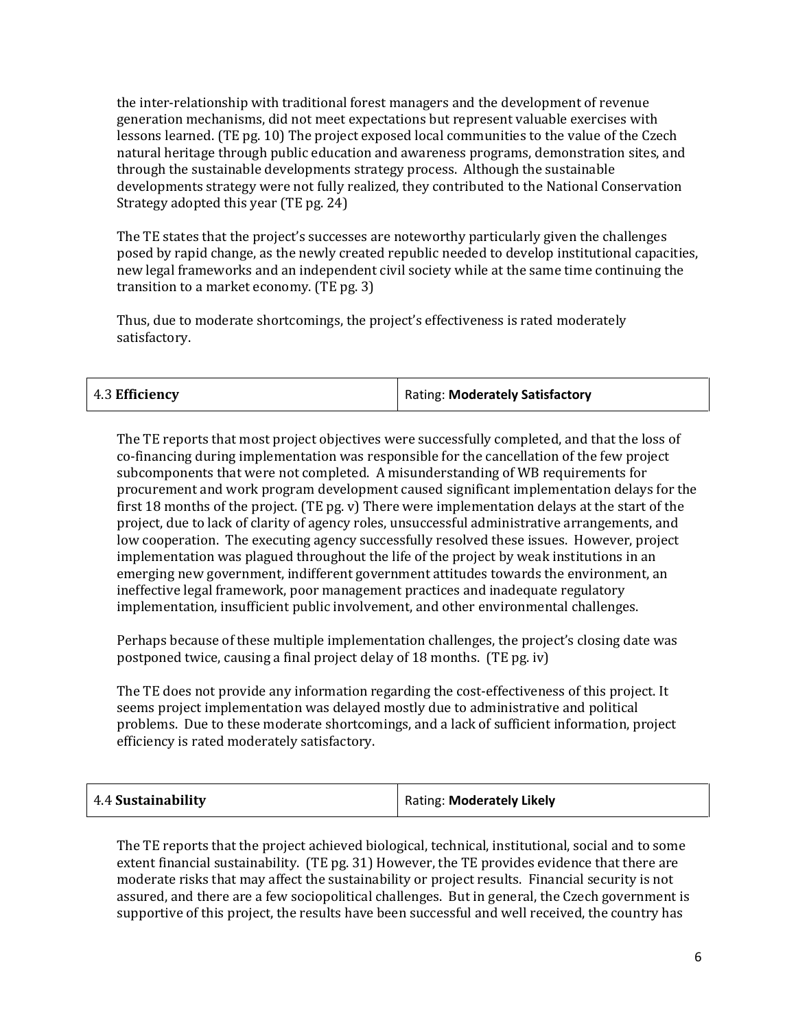the inter-relationship with traditional forest managers and the development of revenue generation mechanisms, did not meet expectations but represent valuable exercises with lessons learned. (TE pg. 10) The project exposed local communities to the value of the Czech natural heritage through public education and awareness programs, demonstration sites, and through the sustainable developments strategy process. Although the sustainable developments strategy were not fully realized, they contributed to the National Conservation Strategy adopted this year (TE pg. 24)

The TE states that the project's successes are noteworthy particularly given the challenges posed by rapid change, as the newly created republic needed to develop institutional capacities, new legal frameworks and an independent civil society while at the same time continuing the transition to a market economy. (TE pg. 3)

Thus, due to moderate shortcomings, the project's effectiveness is rated moderately satisfactory.

| 4.3 **Efficiency** | Rating: **Moderately Satisfactory** |
|---|---|

The TE reports that most project objectives were successfully completed, and that the loss of co-financing during implementation was responsible for the cancellation of the few project subcomponents that were not completed. A misunderstanding of WB requirements for procurement and work program development caused significant implementation delays for the first 18 months of the project. (TE pg. v) There were implementation delays at the start of the project, due to lack of clarity of agency roles, unsuccessful administrative arrangements, and low cooperation. The executing agency successfully resolved these issues. However, project implementation was plagued throughout the life of the project by weak institutions in an emerging new government, indifferent government attitudes towards the environment, an ineffective legal framework, poor management practices and inadequate regulatory implementation, insufficient public involvement, and other environmental challenges.

Perhaps because of these multiple implementation challenges, the project's closing date was postponed twice, causing a final project delay of 18 months. (TE pg. iv)

The TE does not provide any information regarding the cost-effectiveness of this project. It seems project implementation was delayed mostly due to administrative and political problems. Due to these moderate shortcomings, and a lack of sufficient information, project efficiency is rated moderately satisfactory.

| 4.4 **Sustainability** | Rating: **Moderately Likely** |
|---|---|

The TE reports that the project achieved biological, technical, institutional, social and to some extent financial sustainability. (TE pg. 31) However, the TE provides evidence that there are moderate risks that may affect the sustainability or project results. Financial security is not assured, and there are a few sociopolitical challenges. But in general, the Czech government is supportive of this project, the results have been successful and well received, the country has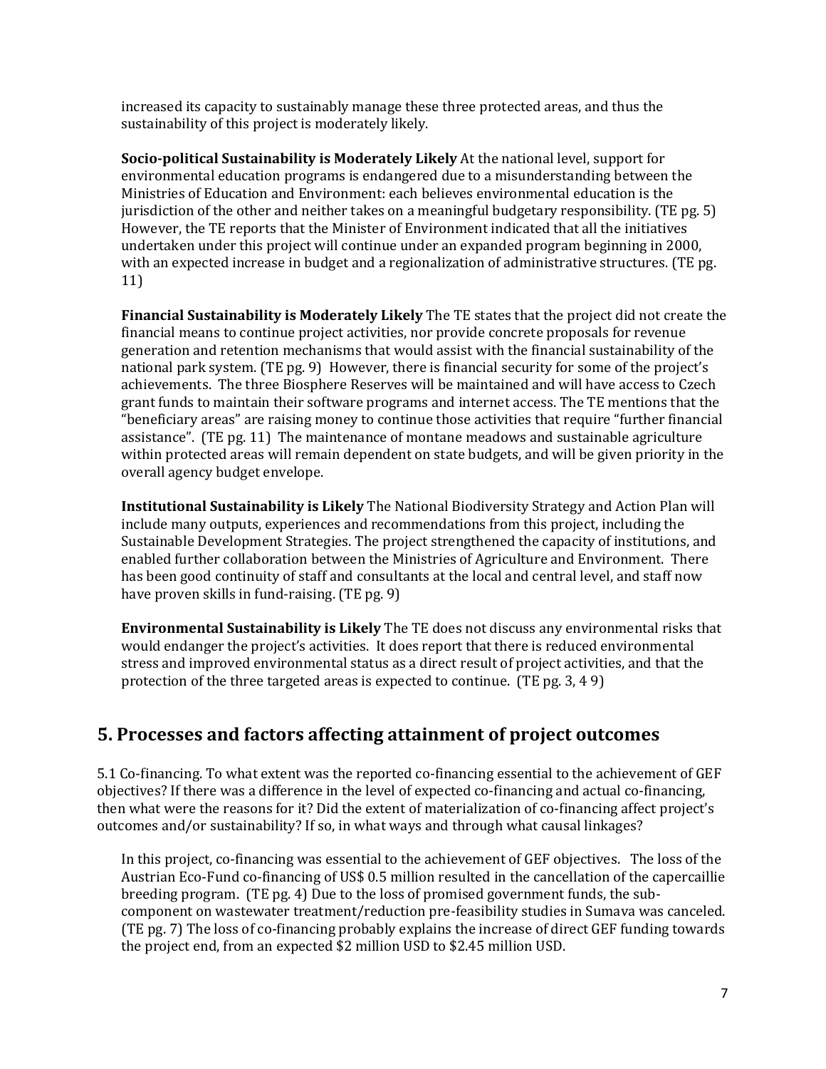increased its capacity to sustainably manage these three protected areas, and thus the sustainability of this project is moderately likely.

**Socio-political Sustainability is Moderately Likely** At the national level, support for environmental education programs is endangered due to a misunderstanding between the Ministries of Education and Environment: each believes environmental education is the jurisdiction of the other and neither takes on a meaningful budgetary responsibility. (TE pg. 5) However, the TE reports that the Minister of Environment indicated that all the initiatives undertaken under this project will continue under an expanded program beginning in 2000, with an expected increase in budget and a regionalization of administrative structures. (TE pg. 11)

**Financial Sustainability is Moderately Likely** The TE states that the project did not create the financial means to continue project activities, nor provide concrete proposals for revenue generation and retention mechanisms that would assist with the financial sustainability of the national park system. (TE pg. 9) However, there is financial security for some of the project's achievements. The three Biosphere Reserves will be maintained and will have access to Czech grant funds to maintain their software programs and internet access. The TE mentions that the "beneficiary areas" are raising money to continue those activities that require "further financial assistance". (TE pg. 11) The maintenance of montane meadows and sustainable agriculture within protected areas will remain dependent on state budgets, and will be given priority in the overall agency budget envelope.

**Institutional Sustainability is Likely** The National Biodiversity Strategy and Action Plan will include many outputs, experiences and recommendations from this project, including the Sustainable Development Strategies. The project strengthened the capacity of institutions, and enabled further collaboration between the Ministries of Agriculture and Environment. There has been good continuity of staff and consultants at the local and central level, and staff now have proven skills in fund-raising. (TE pg. 9)

**Environmental Sustainability is Likely** The TE does not discuss any environmental risks that would endanger the project's activities. It does report that there is reduced environmental stress and improved environmental status as a direct result of project activities, and that the protection of the three targeted areas is expected to continue. (TE pg. 3, 4 9)

## 5. Processes and factors affecting attainment of project outcomes

5.1 Co-financing. To what extent was the reported co-financing essential to the achievement of GEF objectives? If there was a difference in the level of expected co-financing and actual co-financing, then what were the reasons for it? Did the extent of materialization of co-financing affect project's outcomes and/or sustainability? If so, in what ways and through what causal linkages?

In this project, co-financing was essential to the achievement of GEF objectives. The loss of the Austrian Eco-Fund co-financing of US$ 0.5 million resulted in the cancellation of the capercaillie breeding program. (TE pg. 4) Due to the loss of promised government funds, the sub-component on wastewater treatment/reduction pre-feasibility studies in Sumava was canceled. (TE pg. 7) The loss of co-financing probably explains the increase of direct GEF funding towards the project end, from an expected $2 million USD to $2.45 million USD.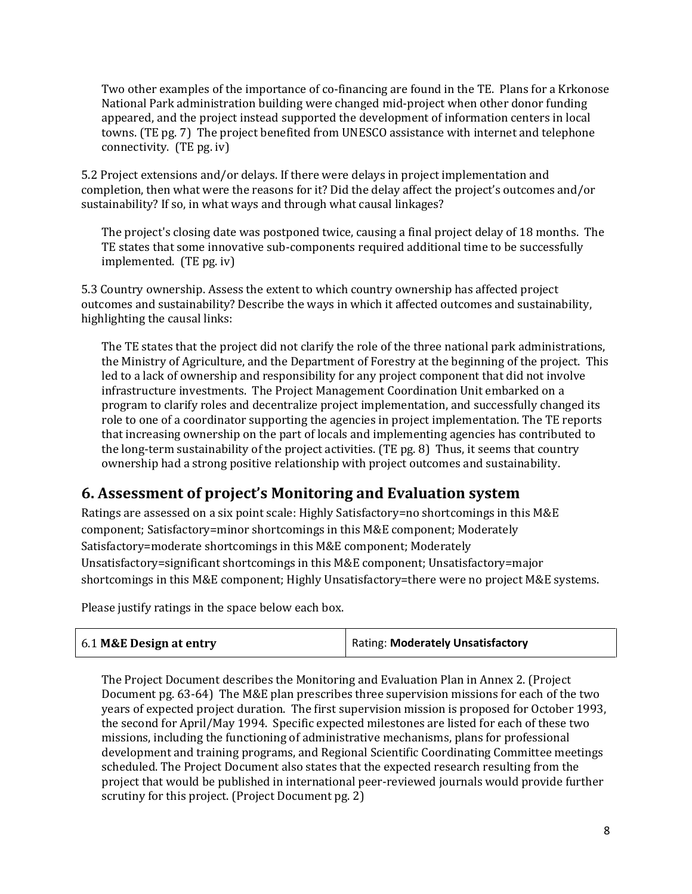Two other examples of the importance of co-financing are found in the TE. Plans for a Krkonose National Park administration building were changed mid-project when other donor funding appeared, and the project instead supported the development of information centers in local towns. (TE pg. 7) The project benefited from UNESCO assistance with internet and telephone connectivity. (TE pg. iv)

5.2 Project extensions and/or delays. If there were delays in project implementation and completion, then what were the reasons for it? Did the delay affect the project's outcomes and/or sustainability? If so, in what ways and through what causal linkages?

The project's closing date was postponed twice, causing a final project delay of 18 months. The TE states that some innovative sub-components required additional time to be successfully implemented. (TE pg. iv)

5.3 Country ownership. Assess the extent to which country ownership has affected project outcomes and sustainability? Describe the ways in which it affected outcomes and sustainability, highlighting the causal links:

The TE states that the project did not clarify the role of the three national park administrations, the Ministry of Agriculture, and the Department of Forestry at the beginning of the project. This led to a lack of ownership and responsibility for any project component that did not involve infrastructure investments. The Project Management Coordination Unit embarked on a program to clarify roles and decentralize project implementation, and successfully changed its role to one of a coordinator supporting the agencies in project implementation. The TE reports that increasing ownership on the part of locals and implementing agencies has contributed to the long-term sustainability of the project activities. (TE pg. 8) Thus, it seems that country ownership had a strong positive relationship with project outcomes and sustainability.

## 6. Assessment of project's Monitoring and Evaluation system

Ratings are assessed on a six point scale: Highly Satisfactory=no shortcomings in this M&E component; Satisfactory=minor shortcomings in this M&E component; Moderately Satisfactory=moderate shortcomings in this M&E component; Moderately Unsatisfactory=significant shortcomings in this M&E component; Unsatisfactory=major shortcomings in this M&E component; Highly Unsatisfactory=there were no project M&E systems.

Please justify ratings in the space below each box.

| 6.1 **M&E Design at entry** | Rating: **Moderately Unsatisfactory** |
|---|---|

The Project Document describes the Monitoring and Evaluation Plan in Annex 2. (Project Document pg. 63-64) The M&E plan prescribes three supervision missions for each of the two years of expected project duration. The first supervision mission is proposed for October 1993, the second for April/May 1994. Specific expected milestones are listed for each of these two missions, including the functioning of administrative mechanisms, plans for professional development and training programs, and Regional Scientific Coordinating Committee meetings scheduled. The Project Document also states that the expected research resulting from the project that would be published in international peer-reviewed journals would provide further scrutiny for this project. (Project Document pg. 2)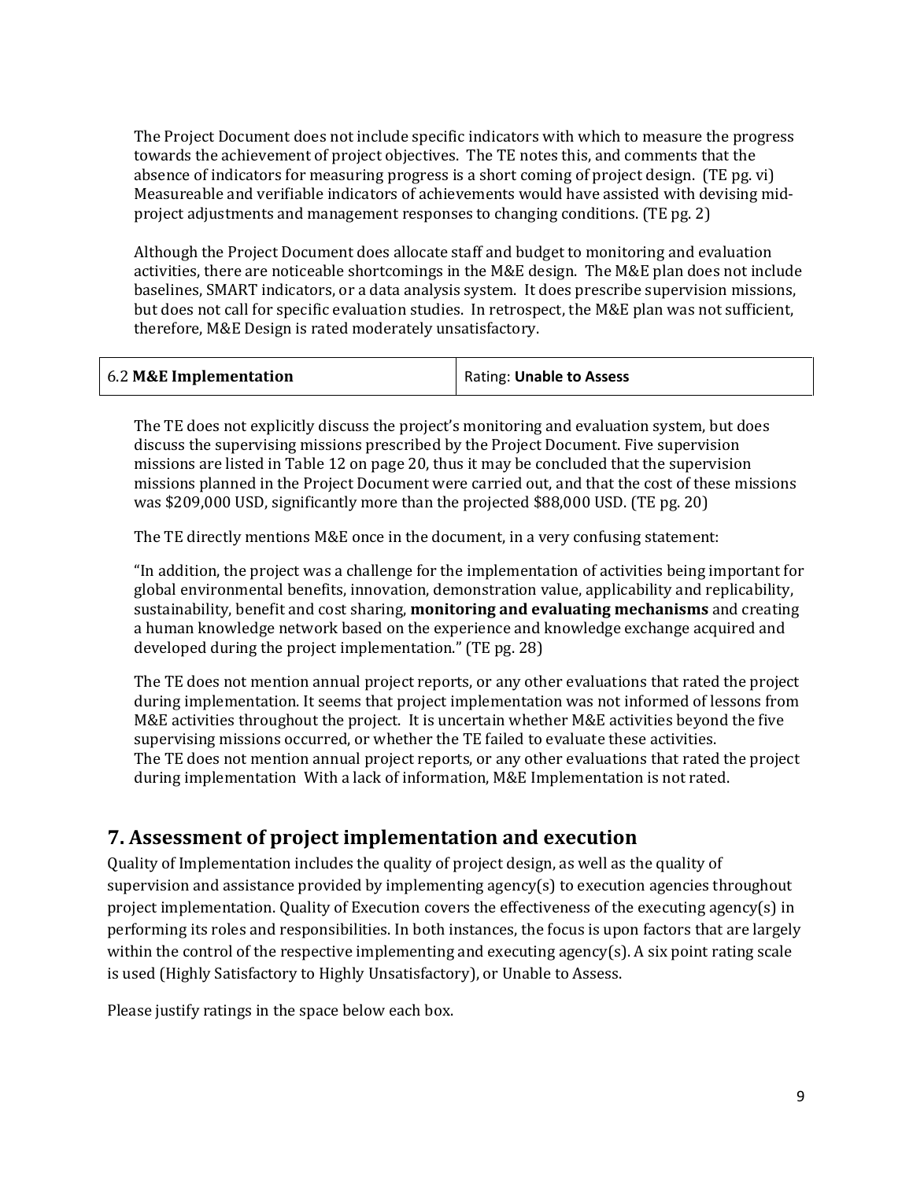The Project Document does not include specific indicators with which to measure the progress towards the achievement of project objectives. The TE notes this, and comments that the absence of indicators for measuring progress is a short coming of project design. (TE pg. vi) Measureable and verifiable indicators of achievements would have assisted with devising mid-project adjustments and management responses to changing conditions. (TE pg. 2)

Although the Project Document does allocate staff and budget to monitoring and evaluation activities, there are noticeable shortcomings in the M&E design. The M&E plan does not include baselines, SMART indicators, or a data analysis system. It does prescribe supervision missions, but does not call for specific evaluation studies. In retrospect, the M&E plan was not sufficient, therefore, M&E Design is rated moderately unsatisfactory.

| 6.2 **M&E Implementation** | Rating: **Unable to Assess** |
|---|---|

The TE does not explicitly discuss the project's monitoring and evaluation system, but does discuss the supervising missions prescribed by the Project Document. Five supervision missions are listed in Table 12 on page 20, thus it may be concluded that the supervision missions planned in the Project Document were carried out, and that the cost of these missions was $209,000 USD, significantly more than the projected $88,000 USD. (TE pg. 20)

The TE directly mentions M&E once in the document, in a very confusing statement:

"In addition, the project was a challenge for the implementation of activities being important for global environmental benefits, innovation, demonstration value, applicability and replicability, sustainability, benefit and cost sharing, **monitoring and evaluating mechanisms** and creating a human knowledge network based on the experience and knowledge exchange acquired and developed during the project implementation." (TE pg. 28)

The TE does not mention annual project reports, or any other evaluations that rated the project during implementation. It seems that project implementation was not informed of lessons from M&E activities throughout the project. It is uncertain whether M&E activities beyond the five supervising missions occurred, or whether the TE failed to evaluate these activities.
The TE does not mention annual project reports, or any other evaluations that rated the project during implementation With a lack of information, M&E Implementation is not rated.

## 7. Assessment of project implementation and execution

Quality of Implementation includes the quality of project design, as well as the quality of supervision and assistance provided by implementing agency(s) to execution agencies throughout project implementation. Quality of Execution covers the effectiveness of the executing agency(s) in performing its roles and responsibilities. In both instances, the focus is upon factors that are largely within the control of the respective implementing and executing agency(s). A six point rating scale is used (Highly Satisfactory to Highly Unsatisfactory), or Unable to Assess.

Please justify ratings in the space below each box.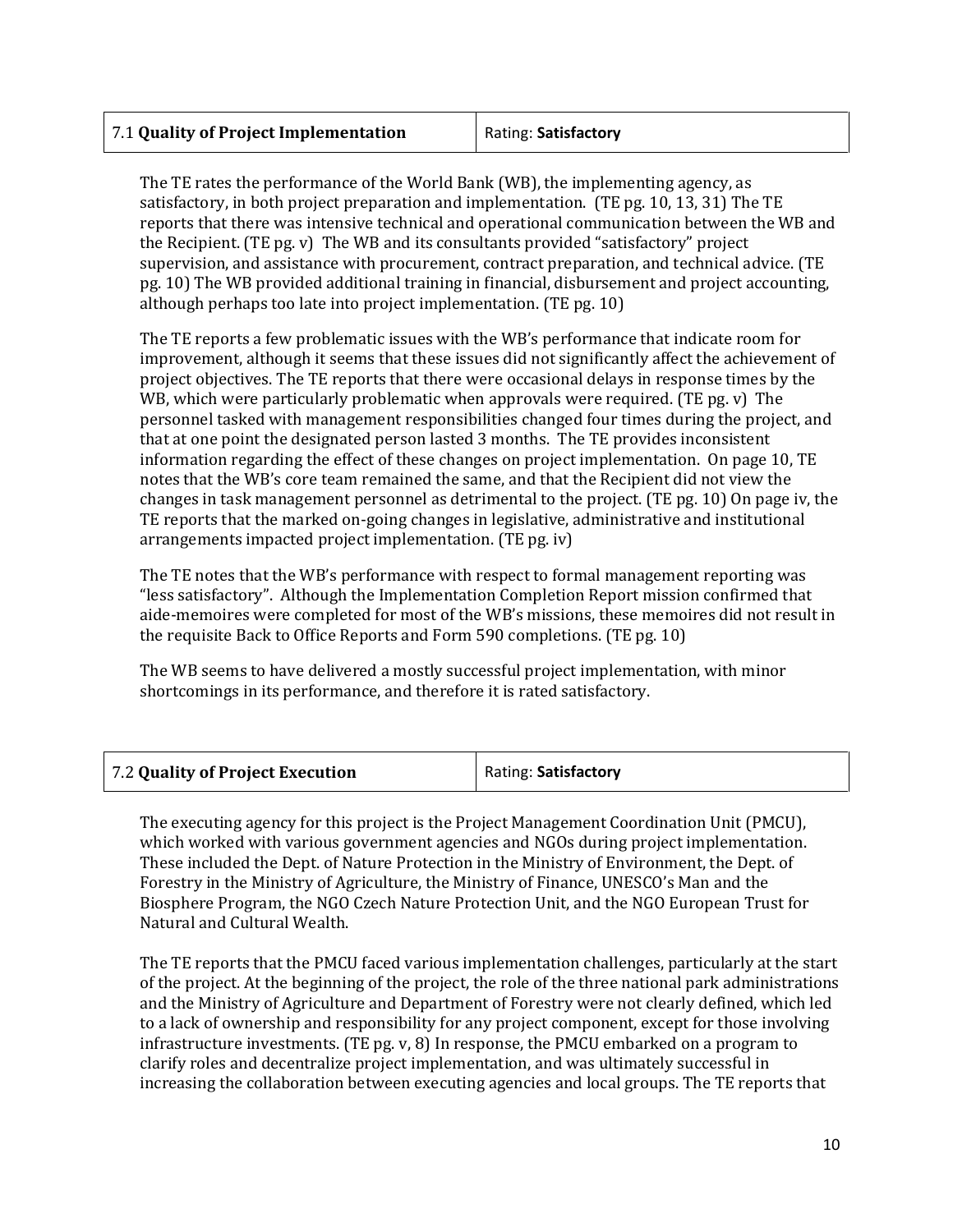| 7.1 **Quality of Project Implementation** | Rating: **Satisfactory** |
|---|---|

The TE rates the performance of the World Bank (WB), the implementing agency, as satisfactory, in both project preparation and implementation. (TE pg. 10, 13, 31) The TE reports that there was intensive technical and operational communication between the WB and the Recipient. (TE pg. v) The WB and its consultants provided "satisfactory" project supervision, and assistance with procurement, contract preparation, and technical advice. (TE pg. 10) The WB provided additional training in financial, disbursement and project accounting, although perhaps too late into project implementation. (TE pg. 10)

The TE reports a few problematic issues with the WB's performance that indicate room for improvement, although it seems that these issues did not significantly affect the achievement of project objectives. The TE reports that there were occasional delays in response times by the WB, which were particularly problematic when approvals were required. (TE pg. v) The personnel tasked with management responsibilities changed four times during the project, and that at one point the designated person lasted 3 months. The TE provides inconsistent information regarding the effect of these changes on project implementation. On page 10, TE notes that the WB's core team remained the same, and that the Recipient did not view the changes in task management personnel as detrimental to the project. (TE pg. 10) On page iv, the TE reports that the marked on-going changes in legislative, administrative and institutional arrangements impacted project implementation. (TE pg. iv)

The TE notes that the WB's performance with respect to formal management reporting was "less satisfactory". Although the Implementation Completion Report mission confirmed that aide-memoires were completed for most of the WB's missions, these memoires did not result in the requisite Back to Office Reports and Form 590 completions. (TE pg. 10)

The WB seems to have delivered a mostly successful project implementation, with minor shortcomings in its performance, and therefore it is rated satisfactory.

| 7.2 **Quality of Project Execution** | Rating: **Satisfactory** |
|---|---|

The executing agency for this project is the Project Management Coordination Unit (PMCU), which worked with various government agencies and NGOs during project implementation. These included the Dept. of Nature Protection in the Ministry of Environment, the Dept. of Forestry in the Ministry of Agriculture, the Ministry of Finance, UNESCO's Man and the Biosphere Program, the NGO Czech Nature Protection Unit, and the NGO European Trust for Natural and Cultural Wealth.

The TE reports that the PMCU faced various implementation challenges, particularly at the start of the project. At the beginning of the project, the role of the three national park administrations and the Ministry of Agriculture and Department of Forestry were not clearly defined, which led to a lack of ownership and responsibility for any project component, except for those involving infrastructure investments. (TE pg. v, 8) In response, the PMCU embarked on a program to clarify roles and decentralize project implementation, and was ultimately successful in increasing the collaboration between executing agencies and local groups. The TE reports that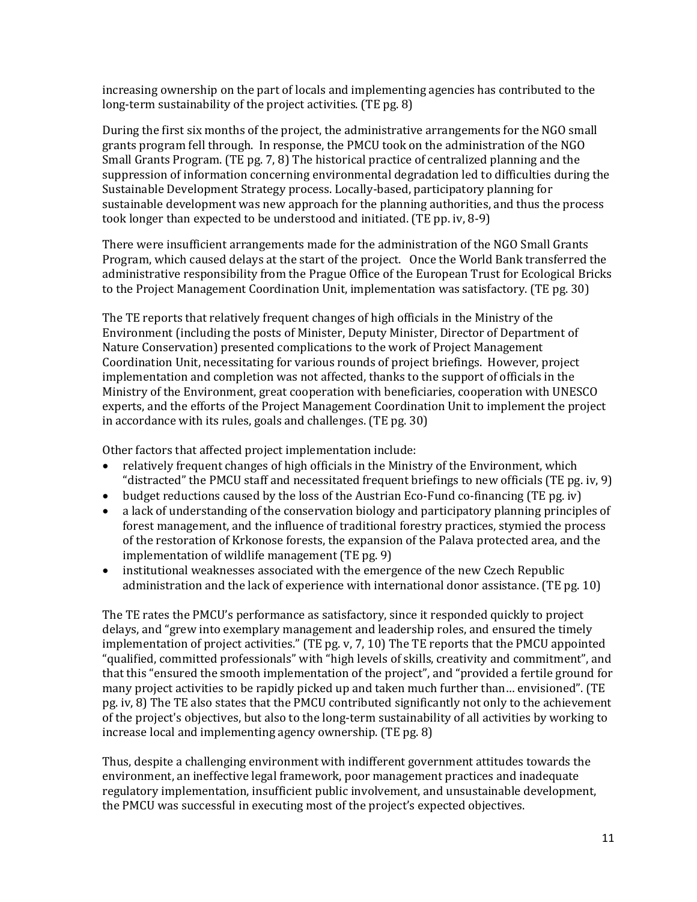increasing ownership on the part of locals and implementing agencies has contributed to the long-term sustainability of the project activities. (TE pg. 8)

During the first six months of the project, the administrative arrangements for the NGO small grants program fell through. In response, the PMCU took on the administration of the NGO Small Grants Program. (TE pg. 7, 8) The historical practice of centralized planning and the suppression of information concerning environmental degradation led to difficulties during the Sustainable Development Strategy process. Locally-based, participatory planning for sustainable development was new approach for the planning authorities, and thus the process took longer than expected to be understood and initiated. (TE pp. iv, 8-9)

There were insufficient arrangements made for the administration of the NGO Small Grants Program, which caused delays at the start of the project. Once the World Bank transferred the administrative responsibility from the Prague Office of the European Trust for Ecological Bricks to the Project Management Coordination Unit, implementation was satisfactory. (TE pg. 30)

The TE reports that relatively frequent changes of high officials in the Ministry of the Environment (including the posts of Minister, Deputy Minister, Director of Department of Nature Conservation) presented complications to the work of Project Management Coordination Unit, necessitating for various rounds of project briefings. However, project implementation and completion was not affected, thanks to the support of officials in the Ministry of the Environment, great cooperation with beneficiaries, cooperation with UNESCO experts, and the efforts of the Project Management Coordination Unit to implement the project in accordance with its rules, goals and challenges. (TE pg. 30)

Other factors that affected project implementation include:

- relatively frequent changes of high officials in the Ministry of the Environment, which "distracted" the PMCU staff and necessitated frequent briefings to new officials (TE pg. iv, 9)
- budget reductions caused by the loss of the Austrian Eco-Fund co-financing (TE pg. iv)
- a lack of understanding of the conservation biology and participatory planning principles of forest management, and the influence of traditional forestry practices, stymied the process of the restoration of Krkonose forests, the expansion of the Palava protected area, and the implementation of wildlife management (TE pg. 9)
- institutional weaknesses associated with the emergence of the new Czech Republic administration and the lack of experience with international donor assistance. (TE pg. 10)

The TE rates the PMCU's performance as satisfactory, since it responded quickly to project delays, and "grew into exemplary management and leadership roles, and ensured the timely implementation of project activities." (TE pg. v, 7, 10) The TE reports that the PMCU appointed "qualified, committed professionals" with "high levels of skills, creativity and commitment", and that this "ensured the smooth implementation of the project", and "provided a fertile ground for many project activities to be rapidly picked up and taken much further than… envisioned". (TE pg. iv, 8) The TE also states that the PMCU contributed significantly not only to the achievement of the project's objectives, but also to the long-term sustainability of all activities by working to increase local and implementing agency ownership. (TE pg. 8)

Thus, despite a challenging environment with indifferent government attitudes towards the environment, an ineffective legal framework, poor management practices and inadequate regulatory implementation, insufficient public involvement, and unsustainable development, the PMCU was successful in executing most of the project's expected objectives.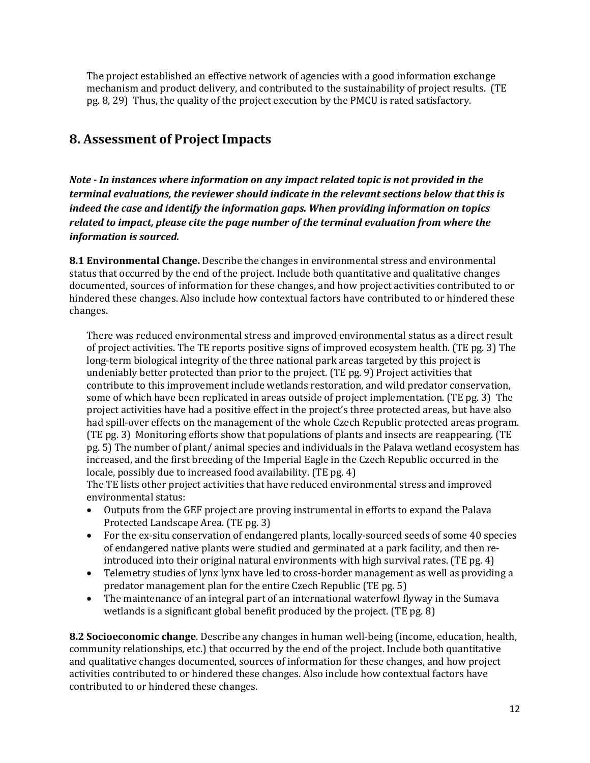The project established an effective network of agencies with a good information exchange mechanism and product delivery, and contributed to the sustainability of project results. (TE pg. 8, 29) Thus, the quality of the project execution by the PMCU is rated satisfactory.

## 8. Assessment of Project Impacts

***Note - In instances where information on any impact related topic is not provided in the terminal evaluations, the reviewer should indicate in the relevant sections below that this is indeed the case and identify the information gaps. When providing information on topics related to impact, please cite the page number of the terminal evaluation from where the information is sourced.***

**8.1 Environmental Change.** Describe the changes in environmental stress and environmental status that occurred by the end of the project. Include both quantitative and qualitative changes documented, sources of information for these changes, and how project activities contributed to or hindered these changes. Also include how contextual factors have contributed to or hindered these changes.

There was reduced environmental stress and improved environmental status as a direct result of project activities. The TE reports positive signs of improved ecosystem health. (TE pg. 3) The long-term biological integrity of the three national park areas targeted by this project is undeniably better protected than prior to the project. (TE pg. 9) Project activities that contribute to this improvement include wetlands restoration, and wild predator conservation, some of which have been replicated in areas outside of project implementation. (TE pg. 3) The project activities have had a positive effect in the project's three protected areas, but have also had spill-over effects on the management of the whole Czech Republic protected areas program. (TE pg. 3) Monitoring efforts show that populations of plants and insects are reappearing. (TE pg. 5) The number of plant/ animal species and individuals in the Palava wetland ecosystem has increased, and the first breeding of the Imperial Eagle in the Czech Republic occurred in the locale, possibly due to increased food availability. (TE pg. 4)

The TE lists other project activities that have reduced environmental stress and improved environmental status:

- Outputs from the GEF project are proving instrumental in efforts to expand the Palava Protected Landscape Area. (TE pg. 3)
- For the ex-situ conservation of endangered plants, locally-sourced seeds of some 40 species of endangered native plants were studied and germinated at a park facility, and then re-introduced into their original natural environments with high survival rates. (TE pg. 4)
- Telemetry studies of lynx lynx have led to cross-border management as well as providing a predator management plan for the entire Czech Republic (TE pg. 5)
- The maintenance of an integral part of an international waterfowl flyway in the Sumava wetlands is a significant global benefit produced by the project. (TE pg. 8)

**8.2 Socioeconomic change**. Describe any changes in human well-being (income, education, health, community relationships, etc.) that occurred by the end of the project. Include both quantitative and qualitative changes documented, sources of information for these changes, and how project activities contributed to or hindered these changes. Also include how contextual factors have contributed to or hindered these changes.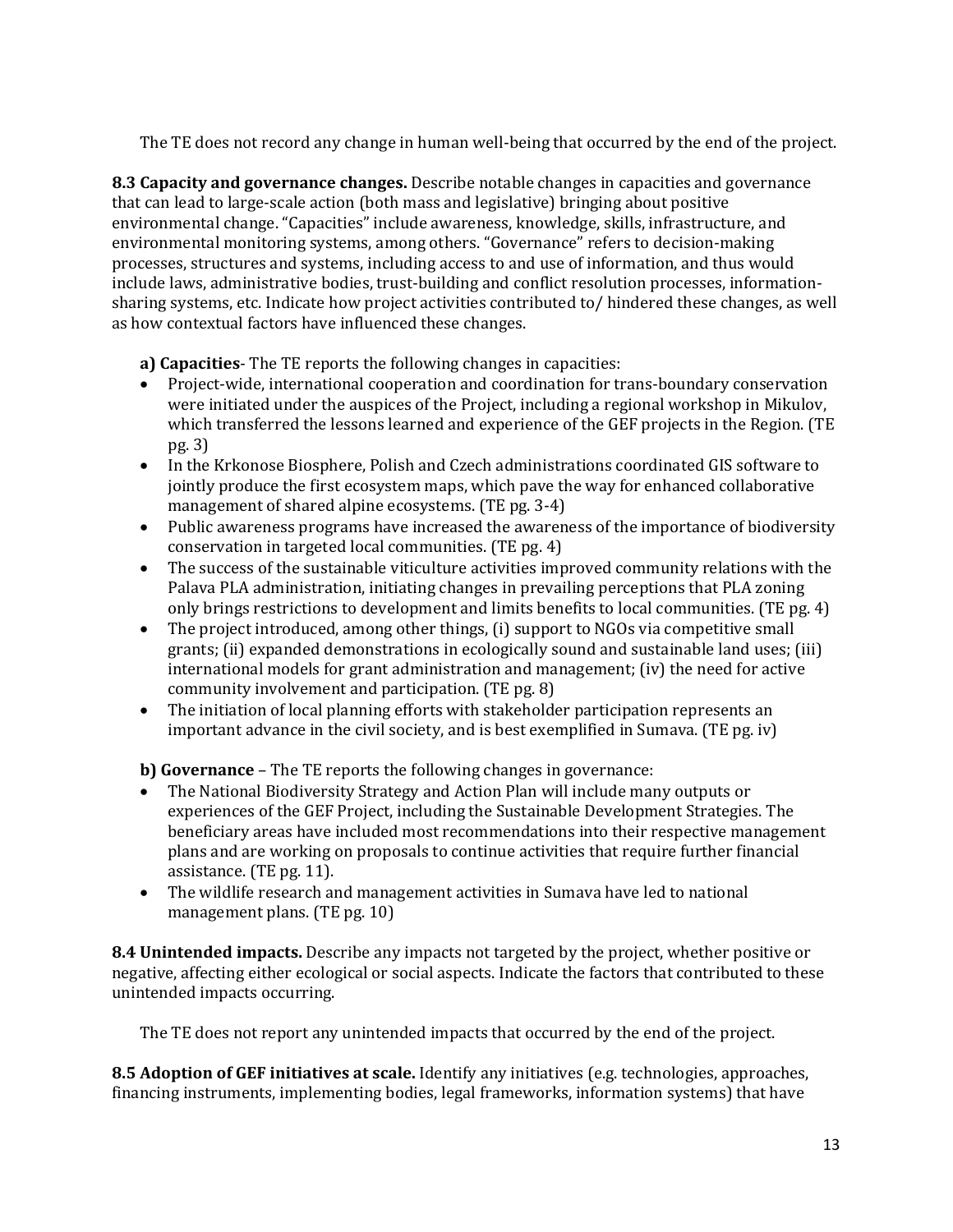The TE does not record any change in human well-being that occurred by the end of the project.

**8.3 Capacity and governance changes.** Describe notable changes in capacities and governance that can lead to large-scale action (both mass and legislative) bringing about positive environmental change. "Capacities" include awareness, knowledge, skills, infrastructure, and environmental monitoring systems, among others. "Governance" refers to decision-making processes, structures and systems, including access to and use of information, and thus would include laws, administrative bodies, trust-building and conflict resolution processes, information-sharing systems, etc. Indicate how project activities contributed to/ hindered these changes, as well as how contextual factors have influenced these changes.

**a) Capacities**- The TE reports the following changes in capacities:

- Project-wide, international cooperation and coordination for trans-boundary conservation were initiated under the auspices of the Project, including a regional workshop in Mikulov, which transferred the lessons learned and experience of the GEF projects in the Region. (TE pg. 3)
- In the Krkonose Biosphere, Polish and Czech administrations coordinated GIS software to jointly produce the first ecosystem maps, which pave the way for enhanced collaborative management of shared alpine ecosystems. (TE pg. 3-4)
- Public awareness programs have increased the awareness of the importance of biodiversity conservation in targeted local communities. (TE pg. 4)
- The success of the sustainable viticulture activities improved community relations with the Palava PLA administration, initiating changes in prevailing perceptions that PLA zoning only brings restrictions to development and limits benefits to local communities. (TE pg. 4)
- The project introduced, among other things, (i) support to NGOs via competitive small grants; (ii) expanded demonstrations in ecologically sound and sustainable land uses; (iii) international models for grant administration and management; (iv) the need for active community involvement and participation. (TE pg. 8)
- The initiation of local planning efforts with stakeholder participation represents an important advance in the civil society, and is best exemplified in Sumava. (TE pg. iv)

**b) Governance** – The TE reports the following changes in governance:

- The National Biodiversity Strategy and Action Plan will include many outputs or experiences of the GEF Project, including the Sustainable Development Strategies. The beneficiary areas have included most recommendations into their respective management plans and are working on proposals to continue activities that require further financial assistance. (TE pg. 11).
- The wildlife research and management activities in Sumava have led to national management plans. (TE pg. 10)

**8.4 Unintended impacts.** Describe any impacts not targeted by the project, whether positive or negative, affecting either ecological or social aspects. Indicate the factors that contributed to these unintended impacts occurring.

The TE does not report any unintended impacts that occurred by the end of the project.

**8.5 Adoption of GEF initiatives at scale.** Identify any initiatives (e.g. technologies, approaches, financing instruments, implementing bodies, legal frameworks, information systems) that have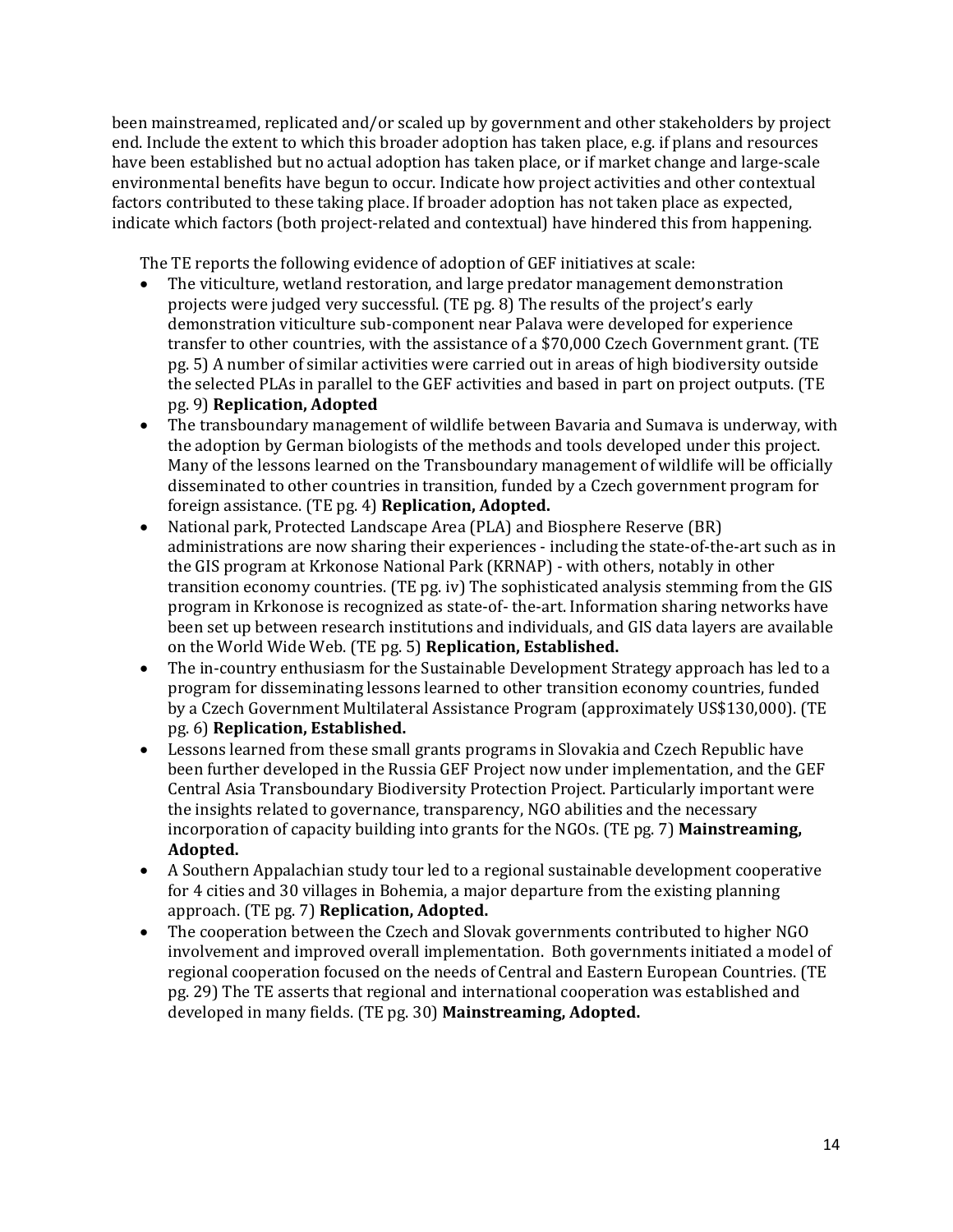been mainstreamed, replicated and/or scaled up by government and other stakeholders by project end. Include the extent to which this broader adoption has taken place, e.g. if plans and resources have been established but no actual adoption has taken place, or if market change and large-scale environmental benefits have begun to occur. Indicate how project activities and other contextual factors contributed to these taking place. If broader adoption has not taken place as expected, indicate which factors (both project-related and contextual) have hindered this from happening.

The TE reports the following evidence of adoption of GEF initiatives at scale:

- The viticulture, wetland restoration, and large predator management demonstration projects were judged very successful. (TE pg. 8) The results of the project's early demonstration viticulture sub-component near Palava were developed for experience transfer to other countries, with the assistance of a $70,000 Czech Government grant. (TE pg. 5) A number of similar activities were carried out in areas of high biodiversity outside the selected PLAs in parallel to the GEF activities and based in part on project outputs. (TE pg. 9) **Replication, Adopted**
- The transboundary management of wildlife between Bavaria and Sumava is underway, with the adoption by German biologists of the methods and tools developed under this project. Many of the lessons learned on the Transboundary management of wildlife will be officially disseminated to other countries in transition, funded by a Czech government program for foreign assistance. (TE pg. 4) **Replication, Adopted.**
- National park, Protected Landscape Area (PLA) and Biosphere Reserve (BR) administrations are now sharing their experiences - including the state-of-the-art such as in the GIS program at Krkonose National Park (KRNAP) - with others, notably in other transition economy countries. (TE pg. iv) The sophisticated analysis stemming from the GIS program in Krkonose is recognized as state-of- the-art. Information sharing networks have been set up between research institutions and individuals, and GIS data layers are available on the World Wide Web. (TE pg. 5) **Replication, Established.**
- The in-country enthusiasm for the Sustainable Development Strategy approach has led to a program for disseminating lessons learned to other transition economy countries, funded by a Czech Government Multilateral Assistance Program (approximately US$130,000). (TE pg. 6) **Replication, Established.**
- Lessons learned from these small grants programs in Slovakia and Czech Republic have been further developed in the Russia GEF Project now under implementation, and the GEF Central Asia Transboundary Biodiversity Protection Project. Particularly important were the insights related to governance, transparency, NGO abilities and the necessary incorporation of capacity building into grants for the NGOs. (TE pg. 7) **Mainstreaming, Adopted.**
- A Southern Appalachian study tour led to a regional sustainable development cooperative for 4 cities and 30 villages in Bohemia, a major departure from the existing planning approach. (TE pg. 7) **Replication, Adopted.**
- The cooperation between the Czech and Slovak governments contributed to higher NGO involvement and improved overall implementation. Both governments initiated a model of regional cooperation focused on the needs of Central and Eastern European Countries. (TE pg. 29) The TE asserts that regional and international cooperation was established and developed in many fields. (TE pg. 30) **Mainstreaming, Adopted.**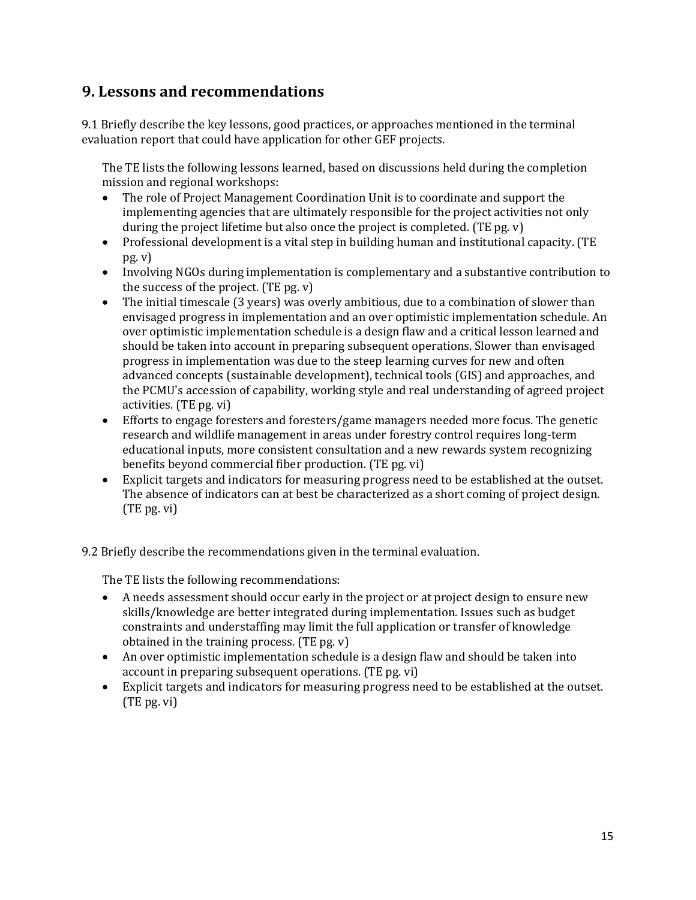## 9. Lessons and recommendations

9.1 Briefly describe the key lessons, good practices, or approaches mentioned in the terminal evaluation report that could have application for other GEF projects.

The TE lists the following lessons learned, based on discussions held during the completion mission and regional workshops:

- The role of Project Management Coordination Unit is to coordinate and support the implementing agencies that are ultimately responsible for the project activities not only during the project lifetime but also once the project is completed. (TE pg. v)
- Professional development is a vital step in building human and institutional capacity. (TE pg. v)
- Involving NGOs during implementation is complementary and a substantive contribution to the success of the project. (TE pg. v)
- The initial timescale (3 years) was overly ambitious, due to a combination of slower than envisaged progress in implementation and an over optimistic implementation schedule. An over optimistic implementation schedule is a design flaw and a critical lesson learned and should be taken into account in preparing subsequent operations. Slower than envisaged progress in implementation was due to the steep learning curves for new and often advanced concepts (sustainable development), technical tools (GIS) and approaches, and the PCMU's accession of capability, working style and real understanding of agreed project activities. (TE pg. vi)
- Efforts to engage foresters and foresters/game managers needed more focus. The genetic research and wildlife management in areas under forestry control requires long-term educational inputs, more consistent consultation and a new rewards system recognizing benefits beyond commercial fiber production. (TE pg. vi)
- Explicit targets and indicators for measuring progress need to be established at the outset. The absence of indicators can at best be characterized as a short coming of project design. (TE pg. vi)

9.2 Briefly describe the recommendations given in the terminal evaluation.

The TE lists the following recommendations:

- A needs assessment should occur early in the project or at project design to ensure new skills/knowledge are better integrated during implementation. Issues such as budget constraints and understaffing may limit the full application or transfer of knowledge obtained in the training process. (TE pg. v)
- An over optimistic implementation schedule is a design flaw and should be taken into account in preparing subsequent operations. (TE pg. vi)
- Explicit targets and indicators for measuring progress need to be established at the outset. (TE pg. vi)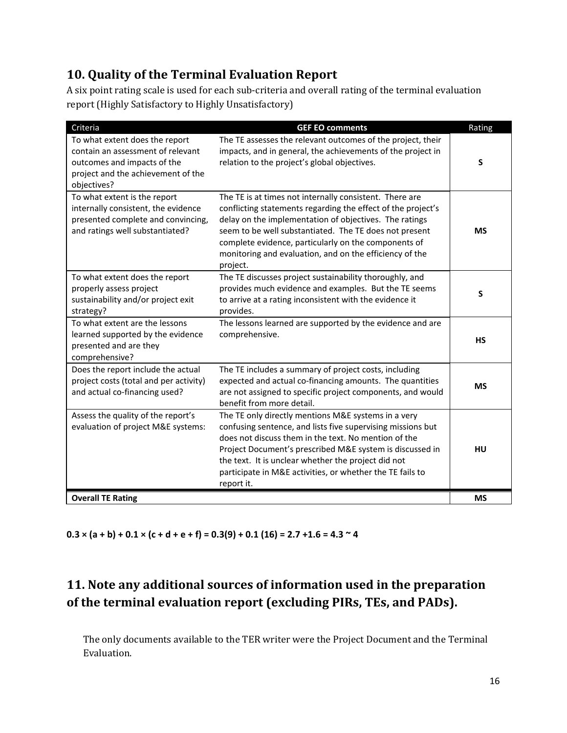## 10. Quality of the Terminal Evaluation Report

A six point rating scale is used for each sub-criteria and overall rating of the terminal evaluation report (Highly Satisfactory to Highly Unsatisfactory)

| Criteria | GEF EO comments | Rating |
|---|---|---|
| To what extent does the report contain an assessment of relevant outcomes and impacts of the project and the achievement of the objectives? | The TE assesses the relevant outcomes of the project, their impacts, and in general, the achievements of the project in relation to the project's global objectives. | S |
| To what extent is the report internally consistent, the evidence presented complete and convincing, and ratings well substantiated? | The TE is at times not internally consistent. There are conflicting statements regarding the effect of the project's delay on the implementation of objectives. The ratings seem to be well substantiated. The TE does not present complete evidence, particularly on the components of monitoring and evaluation, and on the efficiency of the project. | MS |
| To what extent does the report properly assess project sustainability and/or project exit strategy? | The TE discusses project sustainability thoroughly, and provides much evidence and examples. But the TE seems to arrive at a rating inconsistent with the evidence it provides. | S |
| To what extent are the lessons learned supported by the evidence presented and are they comprehensive? | The lessons learned are supported by the evidence and are comprehensive. | HS |
| Does the report include the actual project costs (total and per activity) and actual co-financing used? | The TE includes a summary of project costs, including expected and actual co-financing amounts. The quantities are not assigned to specific project components, and would benefit from more detail. | MS |
| Assess the quality of the report's evaluation of project M&E systems: | The TE only directly mentions M&E systems in a very confusing sentence, and lists five supervising missions but does not discuss them in the text. No mention of the Project Document's prescribed M&E system is discussed in the text. It is unclear whether the project did not participate in M&E activities, or whether the TE fails to report it. | HU |
| **Overall TE Rating** | | **MS** |

**$0.3 \times (a + b) + 0.1 \times (c + d + e + f) = 0.3(9) + 0.1(16) = 2.7 + 1.6 = 4.3 \sim 4$**

## 11. Note any additional sources of information used in the preparation of the terminal evaluation report (excluding PIRs, TEs, and PADs).

The only documents available to the TER writer were the Project Document and the Terminal Evaluation.